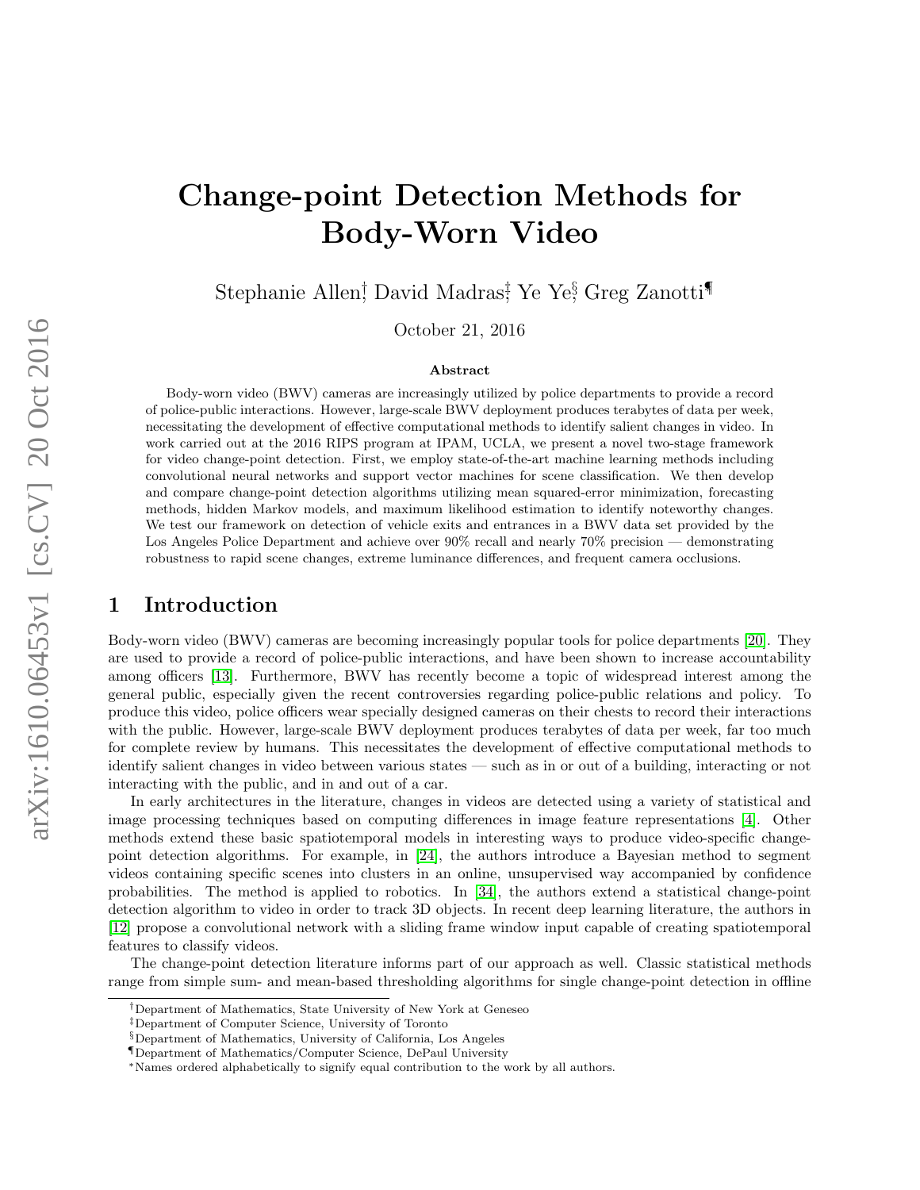# Change-point Detection Methods for Body-Worn Video

Stephanie Allen[†], David Madras[‡], Ye Ye[§], Greg Zanotti[¶]

October 21, 2016

### Abstract

Body-worn video (BWV) cameras are increasingly utilized by police departments to provide a record of police-public interactions. However, large-scale BWV deployment produces terabytes of data per week, necessitating the development of effective computational methods to identify salient changes in video. In work carried out at the 2016 RIPS program at IPAM, UCLA, we present a novel two-stage framework for video change-point detection. First, we employ state-of-the-art machine learning methods including convolutional neural networks and support vector machines for scene classification. We then develop and compare change-point detection algorithms utilizing mean squared-error minimization, forecasting methods, hidden Markov models, and maximum likelihood estimation to identify noteworthy changes. We test our framework on detection of vehicle exits and entrances in a BWV data set provided by the Los Angeles Police Department and achieve over 90% recall and nearly 70% precision — demonstrating robustness to rapid scene changes, extreme luminance differences, and frequent camera occlusions.

## 1 Introduction

Body-worn video (BWV) cameras are becoming increasingly popular tools for police departments [20]. They are used to provide a record of police-public interactions, and have been shown to increase accountability among officers [13]. Furthermore, BWV has recently become a topic of widespread interest among the general public, especially given the recent controversies regarding police-public relations and policy. To produce this video, police officers wear specially designed cameras on their chests to record their interactions with the public. However, large-scale BWV deployment produces terabytes of data per week, far too much for complete review by humans. This necessitates the development of effective computational methods to identify salient changes in video between various states — such as in or out of a building, interacting or not interacting with the public, and in and out of a car.

In early architectures in the literature, changes in videos are detected using a variety of statistical and image processing techniques based on computing differences in image feature representations [4]. Other methods extend these basic spatiotemporal models in interesting ways to produce video-specific change-point detection algorithms. For example, in [24], the authors introduce a Bayesian method to segment videos containing specific scenes into clusters in an online, unsupervised way accompanied by confidence probabilities. The method is applied to robotics. In [34], the authors extend a statistical change-point detection algorithm to video in order to track 3D objects. In recent deep learning literature, the authors in [12] propose a convolutional network with a sliding frame window input capable of creating spatiotemporal features to classify videos.

The change-point detection literature informs part of our approach as well. Classic statistical methods range from simple sum- and mean-based thresholding algorithms for single change-point detection in offline

---

[†]Department of Mathematics, State University of New York at Geneseo
[‡]Department of Computer Science, University of Toronto
[§]Department of Mathematics, University of California, Los Angeles
[¶]Department of Mathematics/Computer Science, DePaul University
[*]Names ordered alphabetically to signify equal contribution to the work by all authors.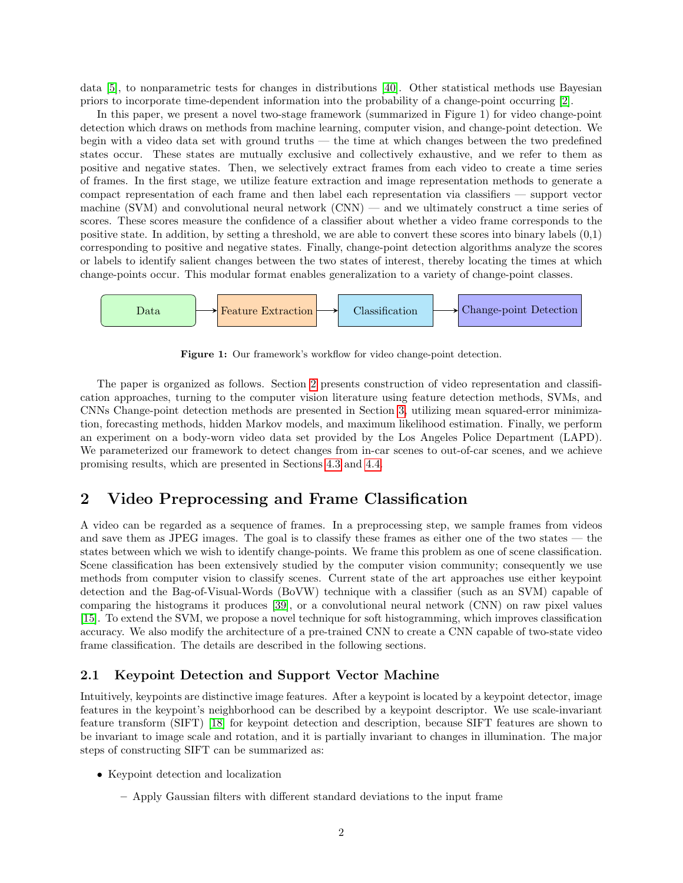data [5], to nonparametric tests for changes in distributions [40]. Other statistical methods use Bayesian priors to incorporate time-dependent information into the probability of a change-point occurring [2].

In this paper, we present a novel two-stage framework (summarized in Figure 1) for video change-point detection which draws on methods from machine learning, computer vision, and change-point detection. We begin with a video data set with ground truths — the time at which changes between the two predefined states occur. These states are mutually exclusive and collectively exhaustive, and we refer to them as positive and negative states. Then, we selectively extract frames from each video to create a time series of frames. In the first stage, we utilize feature extraction and image representation methods to generate a compact representation of each frame and then label each representation via classifiers — support vector machine (SVM) and convolutional neural network (CNN) — and we ultimately construct a time series of scores. These scores measure the confidence of a classifier about whether a video frame corresponds to the positive state. In addition, by setting a threshold, we are able to convert these scores into binary labels (0,1) corresponding to positive and negative states. Finally, change-point detection algorithms analyze the scores or labels to identify salient changes between the two states of interest, thereby locating the times at which change-points occur. This modular format enables generalization to a variety of change-point classes.

Data → Feature Extraction → Classification → Change-point Detection

**Figure 1:** Our framework's workflow for video change-point detection.

The paper is organized as follows. Section 2 presents construction of video representation and classification approaches, turning to the computer vision literature using feature detection methods, SVMs, and CNNs Change-point detection methods are presented in Section 3, utilizing mean squared-error minimization, forecasting methods, hidden Markov models, and maximum likelihood estimation. Finally, we perform an experiment on a body-worn video data set provided by the Los Angeles Police Department (LAPD). We parameterized our framework to detect changes from in-car scenes to out-of-car scenes, and we achieve promising results, which are presented in Sections 4.3 and 4.4.

## 2 Video Preprocessing and Frame Classification

A video can be regarded as a sequence of frames. In a preprocessing step, we sample frames from videos and save them as JPEG images. The goal is to classify these frames as either one of the two states — the states between which we wish to identify change-points. We frame this problem as one of scene classification. Scene classification has been extensively studied by the computer vision community; consequently we use methods from computer vision to classify scenes. Current state of the art approaches use either keypoint detection and the Bag-of-Visual-Words (BoVW) technique with a classifier (such as an SVM) capable of comparing the histograms it produces [39], or a convolutional neural network (CNN) on raw pixel values [15]. To extend the SVM, we propose a novel technique for soft histogramming, which improves classification accuracy. We also modify the architecture of a pre-trained CNN to create a CNN capable of two-state video frame classification. The details are described in the following sections.

### 2.1 Keypoint Detection and Support Vector Machine

Intuitively, keypoints are distinctive image features. After a keypoint is located by a keypoint detector, image features in the keypoint's neighborhood can be described by a keypoint descriptor. We use scale-invariant feature transform (SIFT) [18] for keypoint detection and description, because SIFT features are shown to be invariant to image scale and rotation, and it is partially invariant to changes in illumination. The major steps of constructing SIFT can be summarized as:

- Keypoint detection and localization
  - Apply Gaussian filters with different standard deviations to the input frame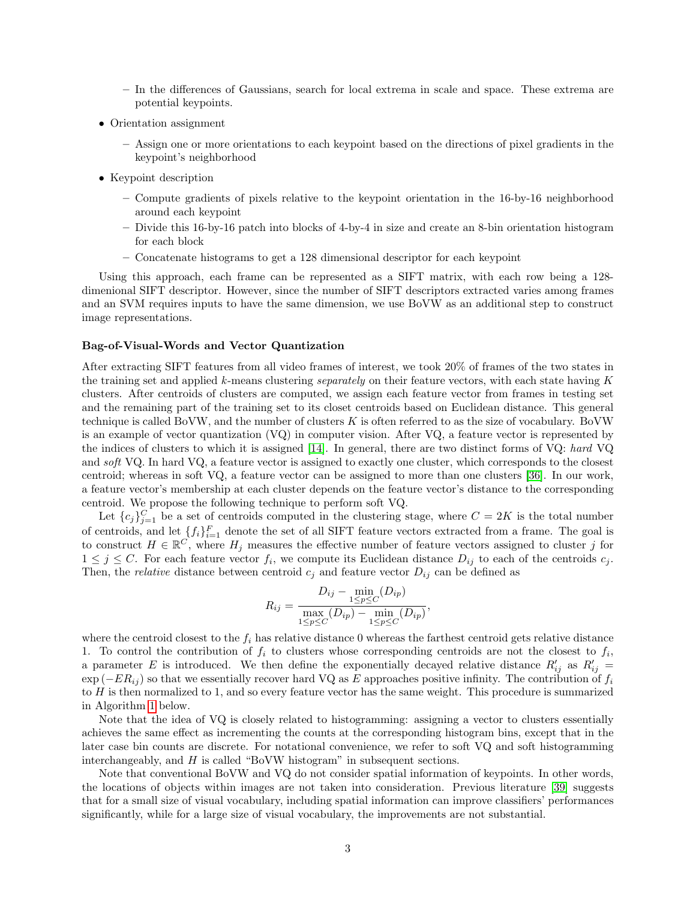- In the differences of Gaussians, search for local extrema in scale and space. These extrema are potential keypoints.

- Orientation assignment
  - Assign one or more orientations to each keypoint based on the directions of pixel gradients in the keypoint's neighborhood

- Keypoint description
  - Compute gradients of pixels relative to the keypoint orientation in the 16-by-16 neighborhood around each keypoint
  - Divide this 16-by-16 patch into blocks of 4-by-4 in size and create an 8-bin orientation histogram for each block
  - Concatenate histograms to get a 128 dimensional descriptor for each keypoint

Using this approach, each frame can be represented as a SIFT matrix, with each row being a 128-dimenional SIFT descriptor. However, since the number of SIFT descriptors extracted varies among frames and an SVM requires inputs to have the same dimension, we use BoVW as an additional step to construct image representations.

**Bag-of-Visual-Words and Vector Quantization**

After extracting SIFT features from all video frames of interest, we took 20% of frames of the two states in the training set and applied $k$-means clustering *separately* on their feature vectors, with each state having $K$ clusters. After centroids of clusters are computed, we assign each feature vector from frames in testing set and the remaining part of the training set to its closet centroids based on Euclidean distance. This general technique is called BoVW, and the number of clusters $K$ is often referred to as the size of vocabulary. BoVW is an example of vector quantization (VQ) in computer vision. After VQ, a feature vector is represented by the indices of clusters to which it is assigned [14]. In general, there are two distinct forms of VQ: *hard* VQ and *soft* VQ. In hard VQ, a feature vector is assigned to exactly one cluster, which corresponds to the closest centroid; whereas in soft VQ, a feature vector can be assigned to more than one clusters [36]. In our work, a feature vector's membership at each cluster depends on the feature vector's distance to the corresponding centroid. We propose the following technique to perform soft VQ.

Let $\{c_j\}_{j=1}^{C}$ be a set of centroids computed in the clustering stage, where $C = 2K$ is the total number of centroids, and let $\{f_i\}_{i=1}^{F}$ denote the set of all SIFT feature vectors extracted from a frame. The goal is to construct $H \in \mathbb{R}^C$, where $H_j$ measures the effective number of feature vectors assigned to cluster $j$ for $1 \le j \le C$. For each feature vector $f_i$, we compute its Euclidean distance $D_{ij}$ to each of the centroids $c_j$. Then, the *relative* distance between centroid $c_j$ and feature vector $D_{ij}$ can be defined as

$$R_{ij} = \frac{D_{ij} - \min\limits_{1\le p\le C}(D_{ip})}{\max\limits_{1\le p\le C}(D_{ip}) - \min\limits_{1\le p\le C}(D_{ip})},$$

where the centroid closest to the $f_i$ has relative distance 0 whereas the farthest centroid gets relative distance 1. To control the contribution of $f_i$ to clusters whose corresponding centroids are not the closest to $f_i$, a parameter $E$ is introduced. We then define the exponentially decayed relative distance $R'_{ij}$ as $R'_{ij} = \exp(-ER_{ij})$ so that we essentially recover hard VQ as $E$ approaches positive infinity. The contribution of $f_i$ to $H$ is then normalized to 1, and so every feature vector has the same weight. This procedure is summarized in Algorithm 1 below.

Note that the idea of VQ is closely related to histogramming: assigning a vector to clusters essentially achieves the same effect as incrementing the counts at the corresponding histogram bins, except that in the later case bin counts are discrete. For notational convenience, we refer to soft VQ and soft histogramming interchangeably, and $H$ is called "BoVW histogram" in subsequent sections.

Note that conventional BoVW and VQ do not consider spatial information of keypoints. In other words, the locations of objects within images are not taken into consideration. Previous literature [39] suggests that for a small size of visual vocabulary, including spatial information can improve classifiers' performances significantly, while for a large size of visual vocabulary, the improvements are not substantial.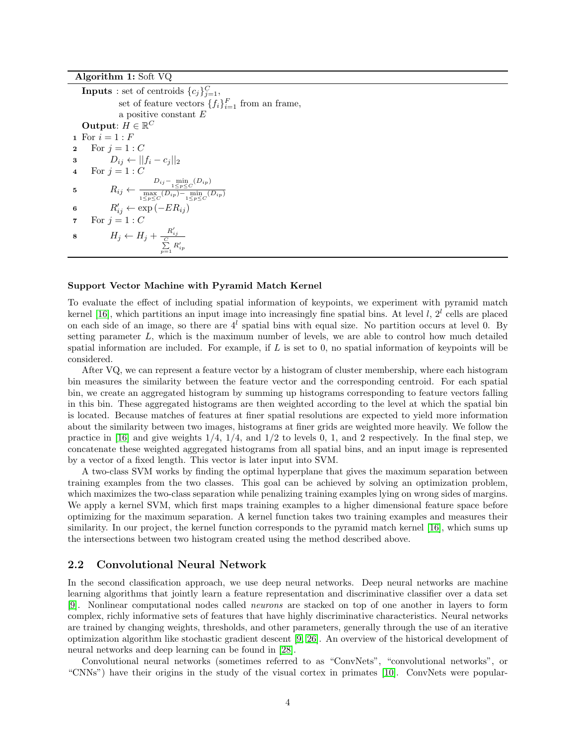**Algorithm 1:** Soft VQ

**Inputs** : set of centroids $\{c_j\}_{j=1}^{C}$,
set of feature vectors $\{f_i\}_{i=1}^{F}$ from an frame,
a positive constant $E$

**Output**: $H \in \mathbb{R}^C$

```
1  For i = 1 : F
2    For j = 1 : C
3        D_ij ← ||f_i − c_j||_2
4    For j = 1 : C
5        R_ij ← (D_ij − min_{1≤p≤C}(D_ip)) / (max_{1≤p≤C}(D_ip) − min_{1≤p≤C}(D_ip))
6        R'_ij ← exp(−E R_ij)
7    For j = 1 : C
8        H_j ← H_j + R'_ij / Σ_{p=1}^{C} R'_ip
```

Line 3: $D_{ij} \leftarrow ||f_i - c_j||_2$

Line 5: $R_{ij} \leftarrow \frac{D_{ij} - \min\limits_{1\leq p \leq C}(D_{ip})}{\max\limits_{1\leq p \leq C}(D_{ip}) - \min\limits_{1\leq p \leq C}(D_{ip})}$

Line 6: $R'_{ij} \leftarrow \exp(-ER_{ij})$

Line 8: $H_j \leftarrow H_j + \frac{R'_{ij}}{\sum\limits_{p=1}^{C} R'_{ip}}$

**Support Vector Machine with Pyramid Match Kernel**

To evaluate the effect of including spatial information of keypoints, we experiment with pyramid match kernel [16], which partitions an input image into increasingly fine spatial bins. At level $l$, $2^l$ cells are placed on each side of an image, so there are $4^l$ spatial bins with equal size. No partition occurs at level 0. By setting parameter $L$, which is the maximum number of levels, we are able to control how much detailed spatial information are included. For example, if $L$ is set to 0, no spatial information of keypoints will be considered.

After VQ, we can represent a feature vector by a histogram of cluster membership, where each histogram bin measures the similarity between the feature vector and the corresponding centroid. For each spatial bin, we create an aggregated histogram by summing up histograms corresponding to feature vectors falling in this bin. These aggregated histograms are then weighted according to the level at which the spatial bin is located. Because matches of features at finer spatial resolutions are expected to yield more information about the similarity between two images, histograms at finer grids are weighted more heavily. We follow the practice in [16] and give weights 1/4, 1/4, and 1/2 to levels 0, 1, and 2 respectively. In the final step, we concatenate these weighted aggregated histograms from all spatial bins, and an input image is represented by a vector of a fixed length. This vector is later input into SVM.

A two-class SVM works by finding the optimal hyperplane that gives the maximum separation between training examples from the two classes. This goal can be achieved by solving an optimization problem, which maximizes the two-class separation while penalizing training examples lying on wrong sides of margins. We apply a kernel SVM, which first maps training examples to a higher dimensional feature space before optimizing for the maximum separation. A kernel function takes two training examples and measures their similarity. In our project, the kernel function corresponds to the pyramid match kernel [16], which sums up the intersections between two histogram created using the method described above.

## 2.2 Convolutional Neural Network

In the second classification approach, we use deep neural networks. Deep neural networks are machine learning algorithms that jointly learn a feature representation and discriminative classifier over a data set [9]. Nonlinear computational nodes called *neurons* are stacked on top of one another in layers to form complex, richly informative sets of features that have highly discriminative characteristics. Neural networks are trained by changing weights, thresholds, and other parameters, generally through the use of an iterative optimization algorithm like stochastic gradient descent [9, 26]. An overview of the historical development of neural networks and deep learning can be found in [28].

Convolutional neural networks (sometimes referred to as "ConvNets", "convolutional networks", or "CNNs") have their origins in the study of the visual cortex in primates [10]. ConvNets were popular-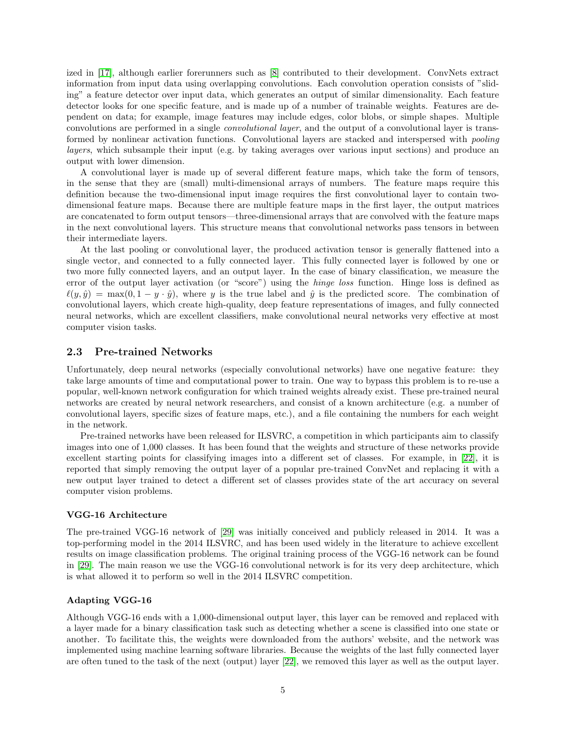ized in [17], although earlier forerunners such as [8] contributed to their development. ConvNets extract information from input data using overlapping convolutions. Each convolution operation consists of "sliding" a feature detector over input data, which generates an output of similar dimensionality. Each feature detector looks for one specific feature, and is made up of a number of trainable weights. Features are dependent on data; for example, image features may include edges, color blobs, or simple shapes. Multiple convolutions are performed in a single *convolutional layer*, and the output of a convolutional layer is transformed by nonlinear activation functions. Convolutional layers are stacked and interspersed with *pooling layers*, which subsample their input (e.g. by taking averages over various input sections) and produce an output with lower dimension.

A convolutional layer is made up of several different feature maps, which take the form of tensors, in the sense that they are (small) multi-dimensional arrays of numbers. The feature maps require this definition because the two-dimensional input image requires the first convolutional layer to contain two-dimensional feature maps. Because there are multiple feature maps in the first layer, the output matrices are concatenated to form output tensors—three-dimensional arrays that are convolved with the feature maps in the next convolutional layers. This structure means that convolutional networks pass tensors in between their intermediate layers.

At the last pooling or convolutional layer, the produced activation tensor is generally flattened into a single vector, and connected to a fully connected layer. This fully connected layer is followed by one or two more fully connected layers, and an output layer. In the case of binary classification, we measure the error of the output layer activation (or "score") using the *hinge loss* function. Hinge loss is defined as $\ell(y, \hat{y}) = \max(0, 1 - y \cdot \hat{y})$, where $y$ is the true label and $\hat{y}$ is the predicted score. The combination of convolutional layers, which create high-quality, deep feature representations of images, and fully connected neural networks, which are excellent classifiers, make convolutional neural networks very effective at most computer vision tasks.

## 2.3 Pre-trained Networks

Unfortunately, deep neural networks (especially convolutional networks) have one negative feature: they take large amounts of time and computational power to train. One way to bypass this problem is to re-use a popular, well-known network configuration for which trained weights already exist. These pre-trained neural networks are created by neural network researchers, and consist of a known architecture (e.g. a number of convolutional layers, specific sizes of feature maps, etc.), and a file containing the numbers for each weight in the network.

Pre-trained networks have been released for ILSVRC, a competition in which participants aim to classify images into one of 1,000 classes. It has been found that the weights and structure of these networks provide excellent starting points for classifying images into a different set of classes. For example, in [22], it is reported that simply removing the output layer of a popular pre-trained ConvNet and replacing it with a new output layer trained to detect a different set of classes provides state of the art accuracy on several computer vision problems.

#### VGG-16 Architecture

The pre-trained VGG-16 network of [29] was initially conceived and publicly released in 2014. It was a top-performing model in the 2014 ILSVRC, and has been used widely in the literature to achieve excellent results on image classification problems. The original training process of the VGG-16 network can be found in [29]. The main reason we use the VGG-16 convolutional network is for its very deep architecture, which is what allowed it to perform so well in the 2014 ILSVRC competition.

#### Adapting VGG-16

Although VGG-16 ends with a 1,000-dimensional output layer, this layer can be removed and replaced with a layer made for a binary classification task such as detecting whether a scene is classified into one state or another. To facilitate this, the weights were downloaded from the authors' website, and the network was implemented using machine learning software libraries. Because the weights of the last fully connected layer are often tuned to the task of the next (output) layer [22], we removed this layer as well as the output layer.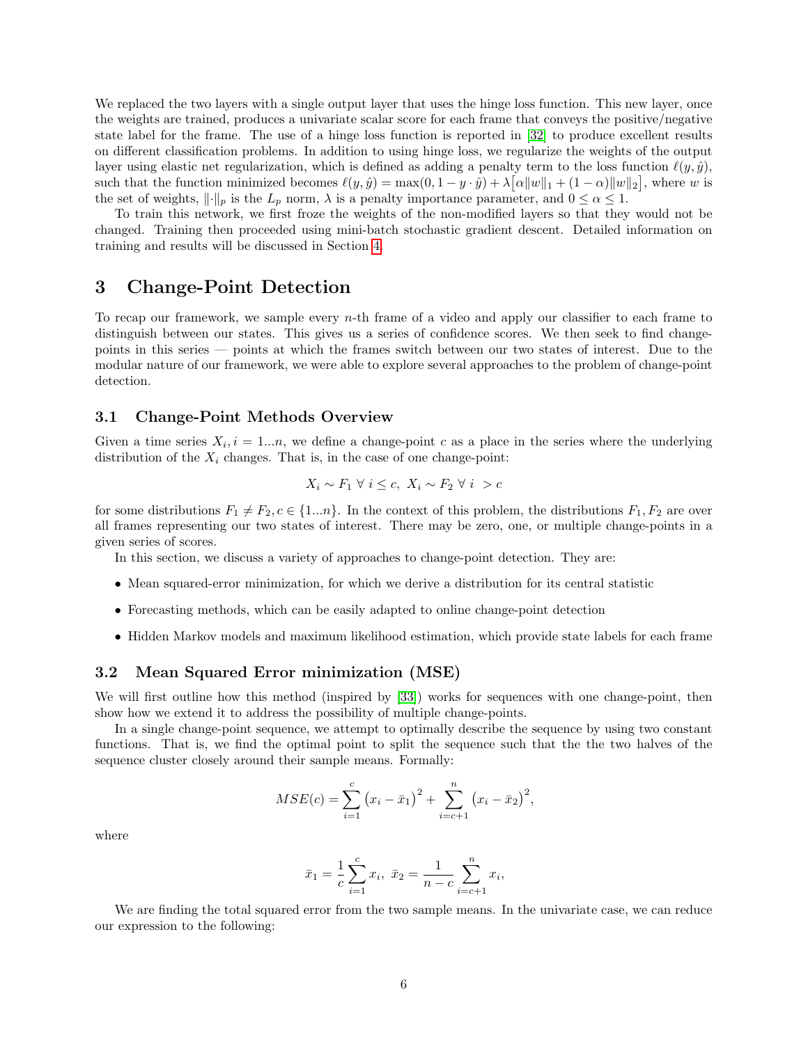We replaced the two layers with a single output layer that uses the hinge loss function. This new layer, once the weights are trained, produces a univariate scalar score for each frame that conveys the positive/negative state label for the frame. The use of a hinge loss function is reported in [32] to produce excellent results on different classification problems. In addition to using hinge loss, we regularize the weights of the output layer using elastic net regularization, which is defined as adding a penalty term to the loss function $\ell(y, \hat{y})$, such that the function minimized becomes $\ell(y, \hat{y}) = \max(0, 1 - y \cdot \hat{y}) + \lambda\big[\alpha\|w\|_1 + (1-\alpha)\|w\|_2\big]$, where $w$ is the set of weights, $\|\cdot\|_p$ is the $L_p$ norm, $\lambda$ is a penalty importance parameter, and $0 \leq \alpha \leq 1$.

To train this network, we first froze the weights of the non-modified layers so that they would not be changed. Training then proceeded using mini-batch stochastic gradient descent. Detailed information on training and results will be discussed in Section 4.

# 3 Change-Point Detection

To recap our framework, we sample every $n$-th frame of a video and apply our classifier to each frame to distinguish between our states. This gives us a series of confidence scores. We then seek to find change-points in this series — points at which the frames switch between our two states of interest. Due to the modular nature of our framework, we were able to explore several approaches to the problem of change-point detection.

## 3.1 Change-Point Methods Overview

Given a time series $X_i, i = 1...n$, we define a change-point $c$ as a place in the series where the underlying distribution of the $X_i$ changes. That is, in the case of one change-point:

$$X_i \sim F_1 \ \forall \ i \leq c, \ X_i \sim F_2 \ \forall \ i \ > c$$

for some distributions $F_1 \neq F_2, c \in \{1...n\}$. In the context of this problem, the distributions $F_1, F_2$ are over all frames representing our two states of interest. There may be zero, one, or multiple change-points in a given series of scores.

In this section, we discuss a variety of approaches to change-point detection. They are:

- Mean squared-error minimization, for which we derive a distribution for its central statistic
- Forecasting methods, which can be easily adapted to online change-point detection
- Hidden Markov models and maximum likelihood estimation, which provide state labels for each frame

## 3.2 Mean Squared Error minimization (MSE)

We will first outline how this method (inspired by [33]) works for sequences with one change-point, then show how we extend it to address the possibility of multiple change-points.

In a single change-point sequence, we attempt to optimally describe the sequence by using two constant functions. That is, we find the optimal point to split the sequence such that the the two halves of the sequence cluster closely around their sample means. Formally:

$$MSE(c) = \sum_{i=1}^{c} \left(x_i - \bar{x}_1\right)^2 + \sum_{i=c+1}^{n} \left(x_i - \bar{x}_2\right)^2,$$

where

$$\bar{x}_1 = \frac{1}{c}\sum_{i=1}^{c} x_i, \ \bar{x}_2 = \frac{1}{n-c}\sum_{i=c+1}^{n} x_i,$$

We are finding the total squared error from the two sample means. In the univariate case, we can reduce our expression to the following: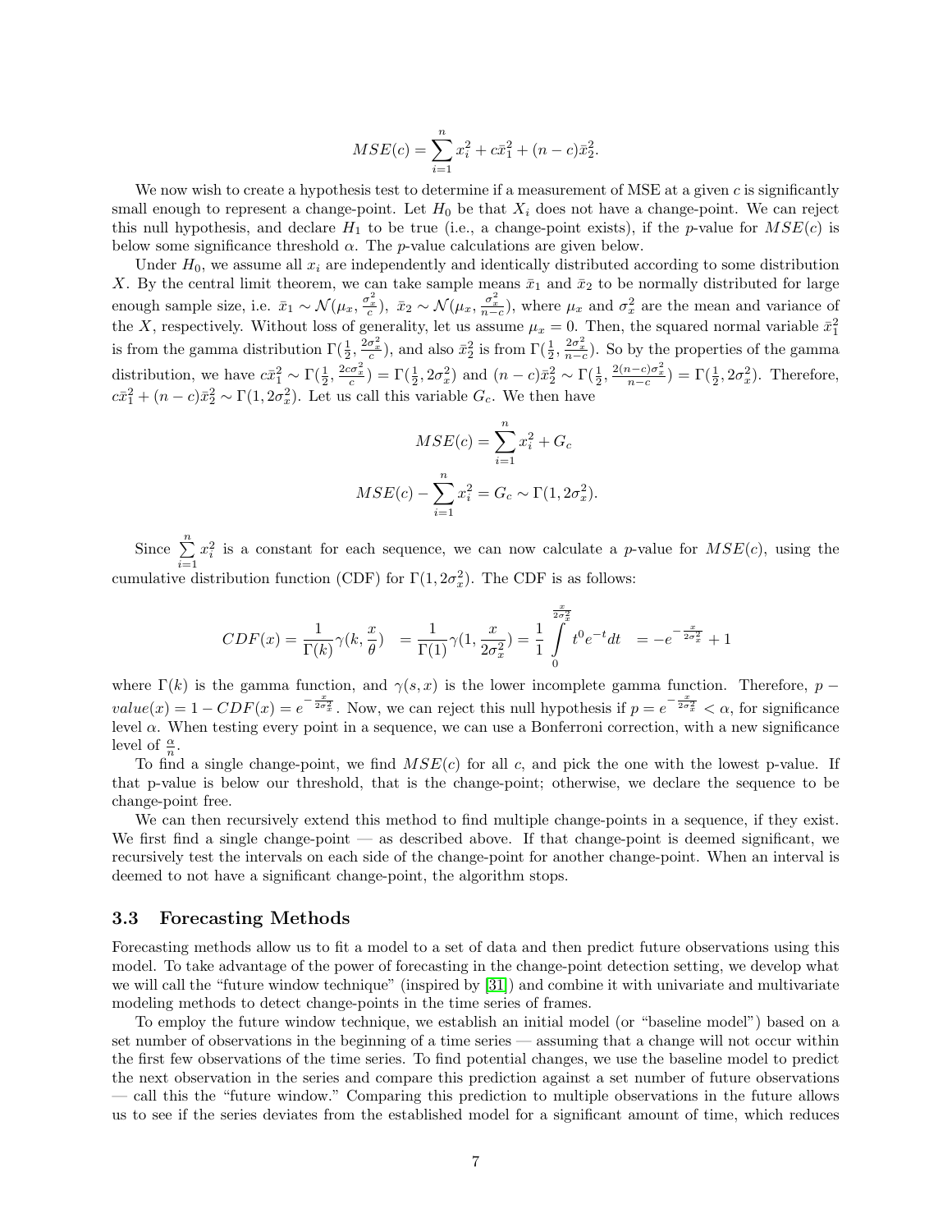$$MSE(c) = \sum_{i=1}^{n} x_i^2 + c\bar{x}_1^2 + (n-c)\bar{x}_2^2.$$

We now wish to create a hypothesis test to determine if a measurement of MSE at a given $c$ is significantly small enough to represent a change-point. Let $H_0$ be that $X_i$ does not have a change-point. We can reject this null hypothesis, and declare $H_1$ to be true (i.e., a change-point exists), if the $p$-value for $MSE(c)$ is below some significance threshold $\alpha$. The $p$-value calculations are given below.

Under $H_0$, we assume all $x_i$ are independently and identically distributed according to some distribution $X$. By the central limit theorem, we can take sample means $\bar{x}_1$ and $\bar{x}_2$ to be normally distributed for large enough sample size, i.e. $\bar{x}_1 \sim \mathcal{N}(\mu_x, \frac{\sigma_x^2}{c})$, $\bar{x}_2 \sim \mathcal{N}(\mu_x, \frac{\sigma_x^2}{n-c})$, where $\mu_x$ and $\sigma_x^2$ are the mean and variance of the $X$, respectively. Without loss of generality, let us assume $\mu_x = 0$. Then, the squared normal variable $\bar{x}_1^2$ is from the gamma distribution $\Gamma(\frac{1}{2}, \frac{2\sigma_x^2}{c})$, and also $\bar{x}_2^2$ is from $\Gamma(\frac{1}{2}, \frac{2\sigma_x^2}{n-c})$. So by the properties of the gamma distribution, we have $c\bar{x}_1^2 \sim \Gamma(\frac{1}{2}, \frac{2c\sigma_x^2}{c}) = \Gamma(\frac{1}{2}, 2\sigma_x^2)$ and $(n-c)\bar{x}_2^2 \sim \Gamma(\frac{1}{2}, \frac{2(n-c)\sigma_x^2}{n-c}) = \Gamma(\frac{1}{2}, 2\sigma_x^2)$. Therefore, $c\bar{x}_1^2 + (n-c)\bar{x}_2^2 \sim \Gamma(1, 2\sigma_x^2)$. Let us call this variable $G_c$. We then have

$$MSE(c) = \sum_{i=1}^{n} x_i^2 + G_c$$

$$MSE(c) - \sum_{i=1}^{n} x_i^2 = G_c \sim \Gamma(1, 2\sigma_x^2).$$

Since $\sum_{i=1}^{n} x_i^2$ is a constant for each sequence, we can now calculate a $p$-value for $MSE(c)$, using the cumulative distribution function (CDF) for $\Gamma(1, 2\sigma_x^2)$. The CDF is as follows:

$$CDF(x) = \frac{1}{\Gamma(k)}\gamma(k, \frac{x}{\theta}) \quad = \frac{1}{\Gamma(1)}\gamma(1, \frac{x}{2\sigma_x^2}) = \frac{1}{1}\int_0^{\frac{x}{2\sigma_x^2}} t^0 e^{-t} dt \quad = -e^{-\frac{x}{2\sigma_x^2}} + 1$$

where $\Gamma(k)$ is the gamma function, and $\gamma(s, x)$ is the lower incomplete gamma function. Therefore, $p-value(x) = 1 - CDF(x) = e^{-\frac{x}{2\sigma_x^2}}$. Now, we can reject this null hypothesis if $p = e^{-\frac{x}{2\sigma_x^2}} < \alpha$, for significance level $\alpha$. When testing every point in a sequence, we can use a Bonferroni correction, with a new significance level of $\frac{\alpha}{n}$.

To find a single change-point, we find $MSE(c)$ for all $c$, and pick the one with the lowest p-value. If that p-value is below our threshold, that is the change-point; otherwise, we declare the sequence to be change-point free.

We can then recursively extend this method to find multiple change-points in a sequence, if they exist. We first find a single change-point — as described above. If that change-point is deemed significant, we recursively test the intervals on each side of the change-point for another change-point. When an interval is deemed to not have a significant change-point, the algorithm stops.

### 3.3 Forecasting Methods

Forecasting methods allow us to fit a model to a set of data and then predict future observations using this model. To take advantage of the power of forecasting in the change-point detection setting, we develop what we will call the "future window technique" (inspired by [31]) and combine it with univariate and multivariate modeling methods to detect change-points in the time series of frames.

To employ the future window technique, we establish an initial model (or "baseline model") based on a set number of observations in the beginning of a time series — assuming that a change will not occur within the first few observations of the time series. To find potential changes, we use the baseline model to predict the next observation in the series and compare this prediction against a set number of future observations — call this the "future window." Comparing this prediction to multiple observations in the future allows us to see if the series deviates from the established model for a significant amount of time, which reduces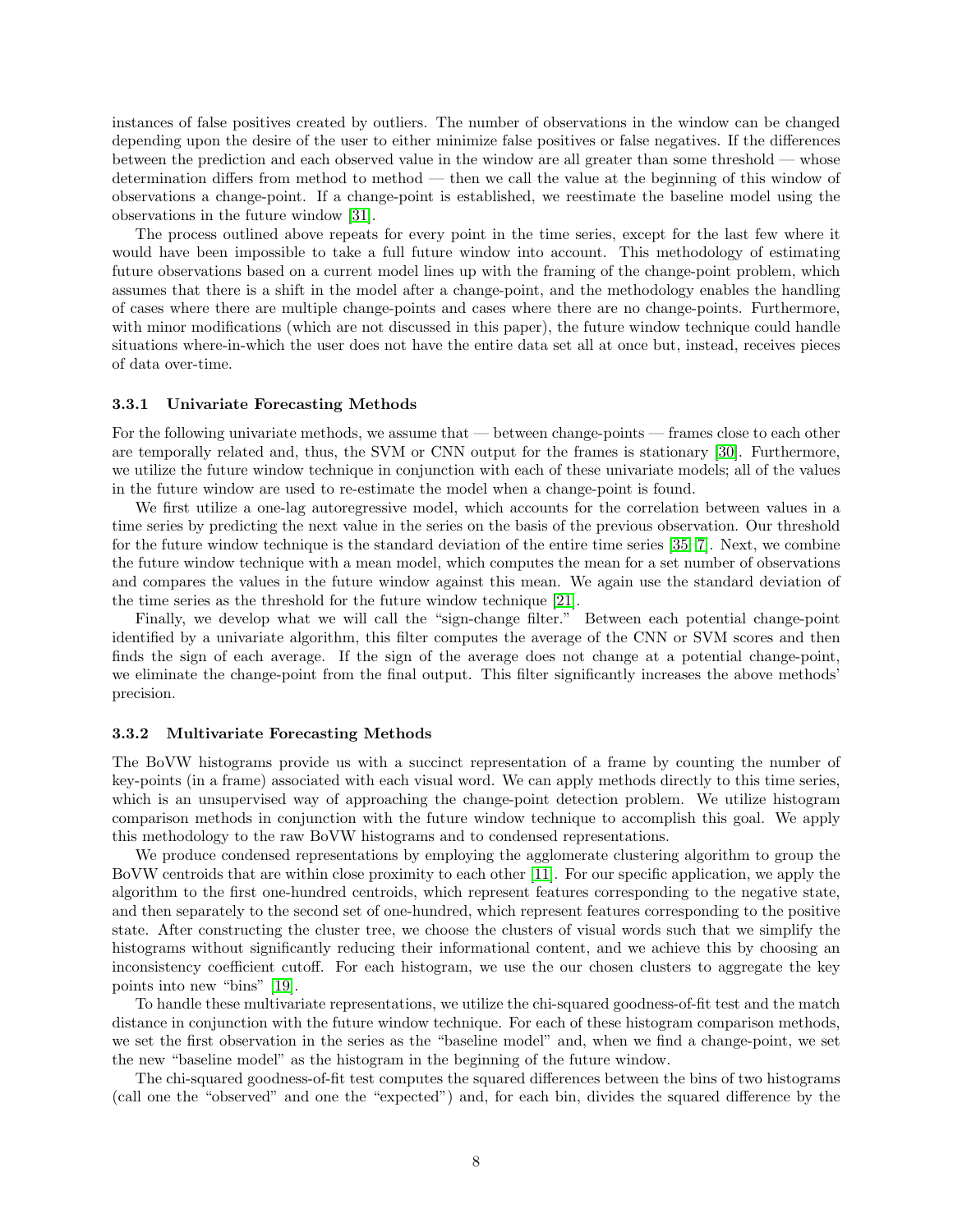instances of false positives created by outliers. The number of observations in the window can be changed depending upon the desire of the user to either minimize false positives or false negatives. If the differences between the prediction and each observed value in the window are all greater than some threshold — whose determination differs from method to method — then we call the value at the beginning of this window of observations a change-point. If a change-point is established, we reestimate the baseline model using the observations in the future window [31].

The process outlined above repeats for every point in the time series, except for the last few where it would have been impossible to take a full future window into account. This methodology of estimating future observations based on a current model lines up with the framing of the change-point problem, which assumes that there is a shift in the model after a change-point, and the methodology enables the handling of cases where there are multiple change-points and cases where there are no change-points. Furthermore, with minor modifications (which are not discussed in this paper), the future window technique could handle situations where-in-which the user does not have the entire data set all at once but, instead, receives pieces of data over-time.

### 3.3.1 Univariate Forecasting Methods

For the following univariate methods, we assume that — between change-points — frames close to each other are temporally related and, thus, the SVM or CNN output for the frames is stationary [30]. Furthermore, we utilize the future window technique in conjunction with each of these univariate models; all of the values in the future window are used to re-estimate the model when a change-point is found.

We first utilize a one-lag autoregressive model, which accounts for the correlation between values in a time series by predicting the next value in the series on the basis of the previous observation. Our threshold for the future window technique is the standard deviation of the entire time series [35, 7]. Next, we combine the future window technique with a mean model, which computes the mean for a set number of observations and compares the values in the future window against this mean. We again use the standard deviation of the time series as the threshold for the future window technique [21].

Finally, we develop what we will call the "sign-change filter." Between each potential change-point identified by a univariate algorithm, this filter computes the average of the CNN or SVM scores and then finds the sign of each average. If the sign of the average does not change at a potential change-point, we eliminate the change-point from the final output. This filter significantly increases the above methods' precision.

### 3.3.2 Multivariate Forecasting Methods

The BoVW histograms provide us with a succinct representation of a frame by counting the number of key-points (in a frame) associated with each visual word. We can apply methods directly to this time series, which is an unsupervised way of approaching the change-point detection problem. We utilize histogram comparison methods in conjunction with the future window technique to accomplish this goal. We apply this methodology to the raw BoVW histograms and to condensed representations.

We produce condensed representations by employing the agglomerate clustering algorithm to group the BoVW centroids that are within close proximity to each other [11]. For our specific application, we apply the algorithm to the first one-hundred centroids, which represent features corresponding to the negative state, and then separately to the second set of one-hundred, which represent features corresponding to the positive state. After constructing the cluster tree, we choose the clusters of visual words such that we simplify the histograms without significantly reducing their informational content, and we achieve this by choosing an inconsistency coefficient cutoff. For each histogram, we use the our chosen clusters to aggregate the key points into new "bins" [19].

To handle these multivariate representations, we utilize the chi-squared goodness-of-fit test and the match distance in conjunction with the future window technique. For each of these histogram comparison methods, we set the first observation in the series as the "baseline model" and, when we find a change-point, we set the new "baseline model" as the histogram in the beginning of the future window.

The chi-squared goodness-of-fit test computes the squared differences between the bins of two histograms (call one the "observed" and one the "expected") and, for each bin, divides the squared difference by the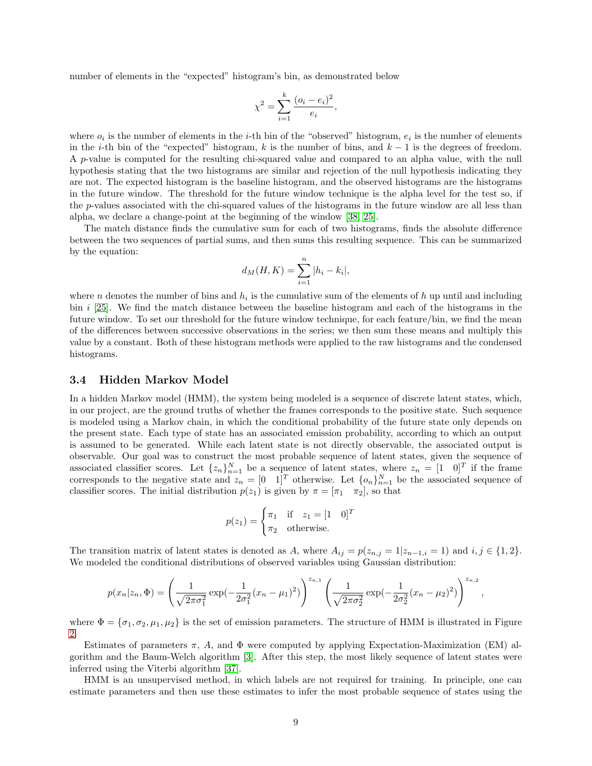number of elements in the "expected" histogram's bin, as demonstrated below

$$\chi^2 = \sum_{i=1}^{k} \frac{(o_i - e_i)^2}{e_i},$$

where $o_i$ is the number of elements in the $i$-th bin of the "observed" histogram, $e_i$ is the number of elements in the $i$-th bin of the "expected" histogram, $k$ is the number of bins, and $k-1$ is the degrees of freedom. A $p$-value is computed for the resulting chi-squared value and compared to an alpha value, with the null hypothesis stating that the two histograms are similar and rejection of the null hypothesis indicating they are not. The expected histogram is the baseline histogram, and the observed histograms are the histograms in the future window. The threshold for the future window technique is the alpha level for the test so, if the $p$-values associated with the chi-squared values of the histograms in the future window are all less than alpha, we declare a change-point at the beginning of the window [38, 25].

The match distance finds the cumulative sum for each of two histograms, finds the absolute difference between the two sequences of partial sums, and then sums this resulting sequence. This can be summarized by the equation:

$$d_M(H, K) = \sum_{i=1}^{n} |h_i - k_i|,$$

where $n$ denotes the number of bins and $h_i$ is the cumulative sum of the elements of $h$ up until and including bin $i$ [25]. We find the match distance between the baseline histogram and each of the histograms in the future window. To set our threshold for the future window technique, for each feature/bin, we find the mean of the differences between successive observations in the series; we then sum these means and multiply this value by a constant. Both of these histogram methods were applied to the raw histograms and the condensed histograms.

### 3.4 Hidden Markov Model

In a hidden Markov model (HMM), the system being modeled is a sequence of discrete latent states, which, in our project, are the ground truths of whether the frames corresponds to the positive state. Such sequence is modeled using a Markov chain, in which the conditional probability of the future state only depends on the present state. Each type of state has an associated emission probability, according to which an output is assumed to be generated. While each latent state is not directly observable, the associated output is observable. Our goal was to construct the most probable sequence of latent states, given the sequence of associated classifier scores. Let $\{z_n\}_{n=1}^N$ be a sequence of latent states, where $z_n = [1 \quad 0]^T$ if the frame corresponds to the negative state and $z_n = [0 \quad 1]^T$ otherwise. Let $\{o_n\}_{n=1}^N$ be the associated sequence of classifier scores. The initial distribution $p(z_1)$ is given by $\pi = [\pi_1 \quad \pi_2]$, so that

$$p(z_1) = \begin{cases} \pi_1 & \text{if} \quad z_1 = [1 \quad 0]^T \\ \pi_2 & \text{otherwise.} \end{cases}$$

The transition matrix of latent states is denoted as $A$, where $A_{ij} = p(z_{n,j} = 1 | z_{n-1,i} = 1)$ and $i, j \in \{1, 2\}$. We modeled the conditional distributions of observed variables using Gaussian distribution:

$$p(x_n | z_n, \Phi) = \left( \frac{1}{\sqrt{2\pi\sigma_1^2}} \exp(-\frac{1}{2\sigma_1^2}(x_n - \mu_1)^2) \right)^{z_{n,1}} \left( \frac{1}{\sqrt{2\pi\sigma_2^2}} \exp(-\frac{1}{2\sigma_2^2}(x_n - \mu_2)^2) \right)^{z_{n,2}},$$

where $\Phi = \{\sigma_1, \sigma_2, \mu_1, \mu_2\}$ is the set of emission parameters. The structure of HMM is illustrated in Figure 2.

Estimates of parameters $\pi$, $A$, and $\Phi$ were computed by applying Expectation-Maximization (EM) algorithm and the Baum-Welch algorithm [3]. After this step, the most likely sequence of latent states were inferred using the Viterbi algorithm [37].

HMM is an unsupervised method, in which labels are not required for training. In principle, one can estimate parameters and then use these estimates to infer the most probable sequence of states using the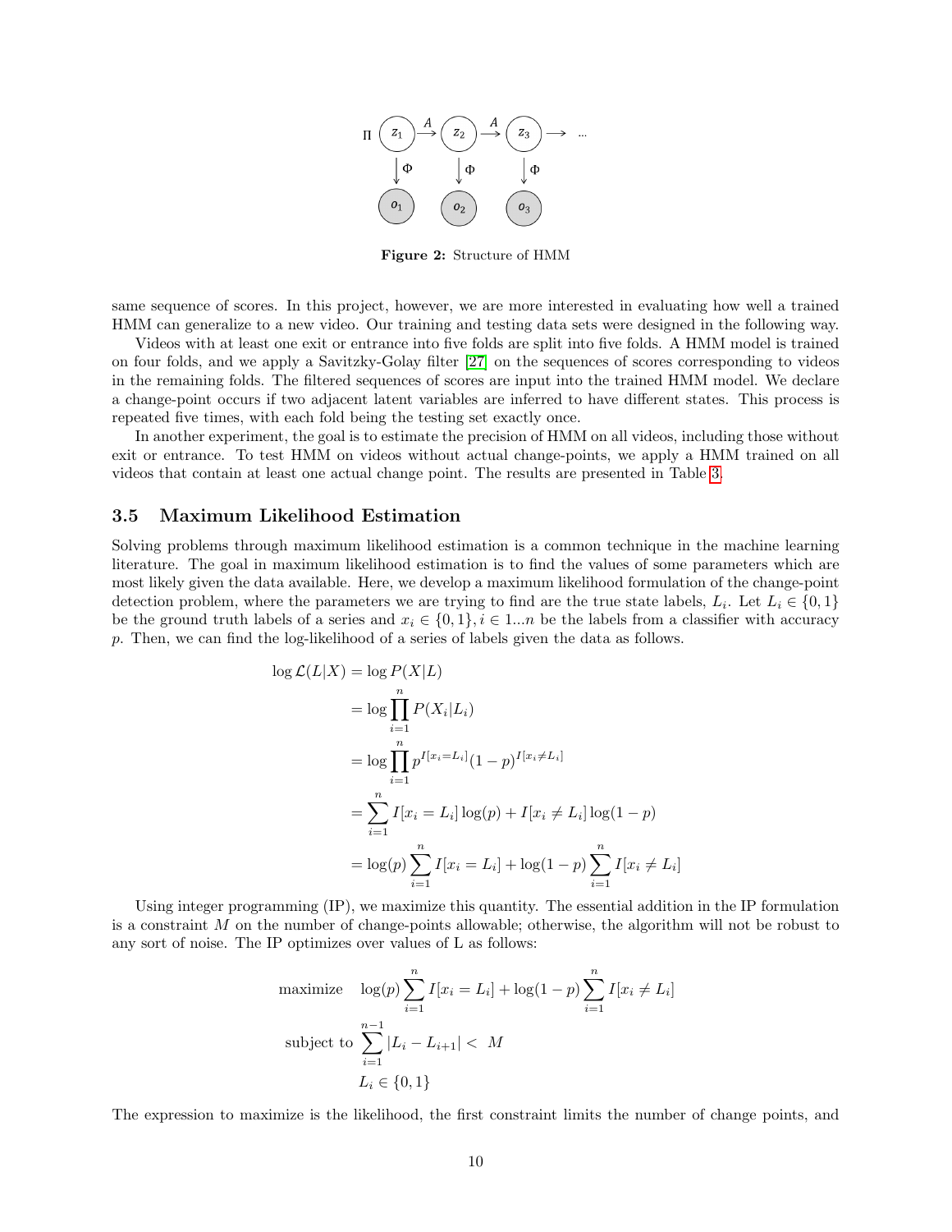**Figure 2:** Structure of HMM

same sequence of scores. In this project, however, we are more interested in evaluating how well a trained HMM can generalize to a new video. Our training and testing data sets were designed in the following way.

Videos with at least one exit or entrance into five folds are split into five folds. A HMM model is trained on four folds, and we apply a Savitzky-Golay filter [27] on the sequences of scores corresponding to videos in the remaining folds. The filtered sequences of scores are input into the trained HMM model. We declare a change-point occurs if two adjacent latent variables are inferred to have different states. This process is repeated five times, with each fold being the testing set exactly once.

In another experiment, the goal is to estimate the precision of HMM on all videos, including those without exit or entrance. To test HMM on videos without actual change-points, we apply a HMM trained on all videos that contain at least one actual change point. The results are presented in Table 3.

### 3.5 Maximum Likelihood Estimation

Solving problems through maximum likelihood estimation is a common technique in the machine learning literature. The goal in maximum likelihood estimation is to find the values of some parameters which are most likely given the data available. Here, we develop a maximum likelihood formulation of the change-point detection problem, where the parameters we are trying to find are the true state labels, $L_i$. Let $L_i \in \{0, 1\}$ be the ground truth labels of a series and $x_i \in \{0, 1\}, i \in 1...n$ be the labels from a classifier with accuracy $p$. Then, we can find the log-likelihood of a series of labels given the data as follows.

$$
\begin{aligned}
\log \mathcal{L}(L|X) &= \log P(X|L) \\
&= \log \prod_{i=1}^{n} P(X_i|L_i) \\
&= \log \prod_{i=1}^{n} p^{I[x_i = L_i]}(1-p)^{I[x_i \neq L_i]} \\
&= \sum_{i=1}^{n} I[x_i = L_i]\log(p) + I[x_i \neq L_i]\log(1-p) \\
&= \log(p)\sum_{i=1}^{n} I[x_i = L_i] + \log(1-p)\sum_{i=1}^{n} I[x_i \neq L_i]
\end{aligned}
$$

Using integer programming (IP), we maximize this quantity. The essential addition in the IP formulation is a constraint $M$ on the number of change-points allowable; otherwise, the algorithm will not be robust to any sort of noise. The IP optimizes over values of L as follows:

$$
\begin{aligned}
\text{maximize} \quad & \log(p)\sum_{i=1}^{n} I[x_i = L_i] + \log(1-p)\sum_{i=1}^{n} I[x_i \neq L_i] \\
\text{subject to} \quad & \sum_{i=1}^{n-1} |L_i - L_{i+1}| < \; M \\
& L_i \in \{0, 1\}
\end{aligned}
$$

The expression to maximize is the likelihood, the first constraint limits the number of change points, and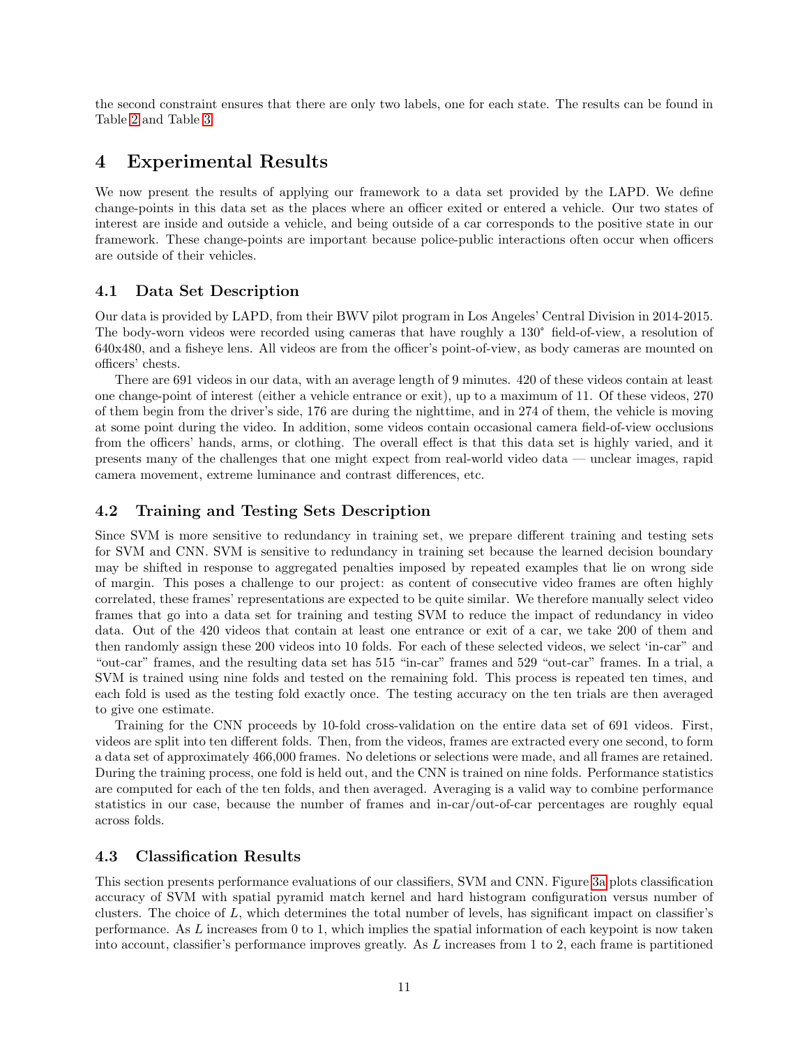the second constraint ensures that there are only two labels, one for each state. The results can be found in Table 2 and Table 3.

# 4 Experimental Results

We now present the results of applying our framework to a data set provided by the LAPD. We define change-points in this data set as the places where an officer exited or entered a vehicle. Our two states of interest are inside and outside a vehicle, and being outside of a car corresponds to the positive state in our framework. These change-points are important because police-public interactions often occur when officers are outside of their vehicles.

## 4.1 Data Set Description

Our data is provided by LAPD, from their BWV pilot program in Los Angeles' Central Division in 2014-2015. The body-worn videos were recorded using cameras that have roughly a 130° field-of-view, a resolution of 640x480, and a fisheye lens. All videos are from the officer's point-of-view, as body cameras are mounted on officers' chests.

There are 691 videos in our data, with an average length of 9 minutes. 420 of these videos contain at least one change-point of interest (either a vehicle entrance or exit), up to a maximum of 11. Of these videos, 270 of them begin from the driver's side, 176 are during the nighttime, and in 274 of them, the vehicle is moving at some point during the video. In addition, some videos contain occasional camera field-of-view occlusions from the officers' hands, arms, or clothing. The overall effect is that this data set is highly varied, and it presents many of the challenges that one might expect from real-world video data — unclear images, rapid camera movement, extreme luminance and contrast differences, etc.

## 4.2 Training and Testing Sets Description

Since SVM is more sensitive to redundancy in training set, we prepare different training and testing sets for SVM and CNN. SVM is sensitive to redundancy in training set because the learned decision boundary may be shifted in response to aggregated penalties imposed by repeated examples that lie on wrong side of margin. This poses a challenge to our project: as content of consecutive video frames are often highly correlated, these frames' representations are expected to be quite similar. We therefore manually select video frames that go into a data set for training and testing SVM to reduce the impact of redundancy in video data. Out of the 420 videos that contain at least one entrance or exit of a car, we take 200 of them and then randomly assign these 200 videos into 10 folds. For each of these selected videos, we select 'in-car" and "out-car" frames, and the resulting data set has 515 "in-car" frames and 529 "out-car" frames. In a trial, a SVM is trained using nine folds and tested on the remaining fold. This process is repeated ten times, and each fold is used as the testing fold exactly once. The testing accuracy on the ten trials are then averaged to give one estimate.

Training for the CNN proceeds by 10-fold cross-validation on the entire data set of 691 videos. First, videos are split into ten different folds. Then, from the videos, frames are extracted every one second, to form a data set of approximately 466,000 frames. No deletions or selections were made, and all frames are retained. During the training process, one fold is held out, and the CNN is trained on nine folds. Performance statistics are computed for each of the ten folds, and then averaged. Averaging is a valid way to combine performance statistics in our case, because the number of frames and in-car/out-of-car percentages are roughly equal across folds.

## 4.3 Classification Results

This section presents performance evaluations of our classifiers, SVM and CNN. Figure 3a plots classification accuracy of SVM with spatial pyramid match kernel and hard histogram configuration versus number of clusters. The choice of $L$, which determines the total number of levels, has significant impact on classifier's performance. As $L$ increases from 0 to 1, which implies the spatial information of each keypoint is now taken into account, classifier's performance improves greatly. As $L$ increases from 1 to 2, each frame is partitioned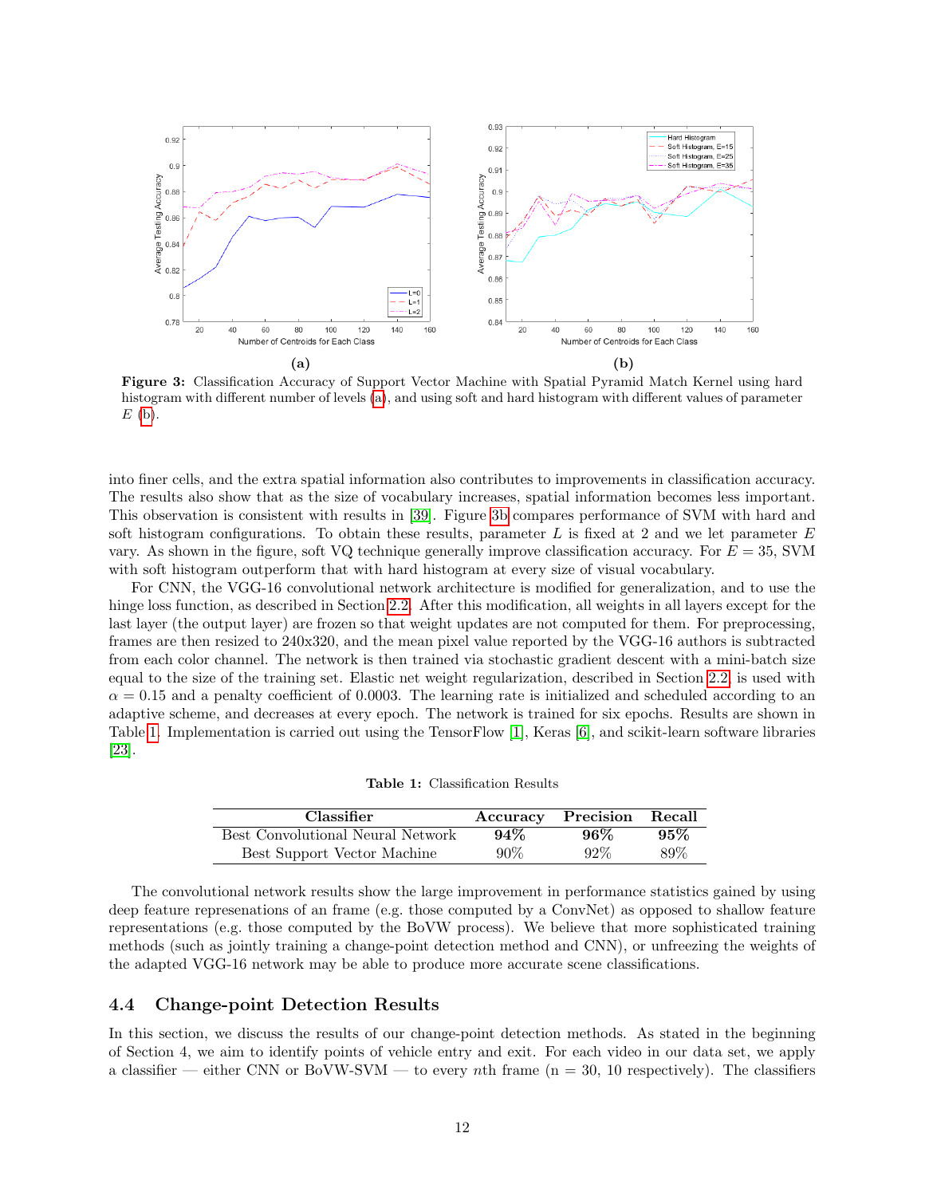**(a)** **(b)**

**Figure 3:** Classification Accuracy of Support Vector Machine with Spatial Pyramid Match Kernel using hard histogram with different number of levels (a), and using soft and hard histogram with different values of parameter $E$ (b).

into finer cells, and the extra spatial information also contributes to improvements in classification accuracy. The results also show that as the size of vocabulary increases, spatial information becomes less important. This observation is consistent with results in [39]. Figure 3b compares performance of SVM with hard and soft histogram configurations. To obtain these results, parameter $L$ is fixed at 2 and we let parameter $E$ vary. As shown in the figure, soft VQ technique generally improve classification accuracy. For $E = 35$, SVM with soft histogram outperform that with hard histogram at every size of visual vocabulary.

For CNN, the VGG-16 convolutional network architecture is modified for generalization, and to use the hinge loss function, as described in Section 2.2. After this modification, all weights in all layers except for the last layer (the output layer) are frozen so that weight updates are not computed for them. For preprocessing, frames are then resized to 240x320, and the mean pixel value reported by the VGG-16 authors is subtracted from each color channel. The network is then trained via stochastic gradient descent with a mini-batch size equal to the size of the training set. Elastic net weight regularization, described in Section 2.2, is used with $\alpha = 0.15$ and a penalty coefficient of 0.0003. The learning rate is initialized and scheduled according to an adaptive scheme, and decreases at every epoch. The network is trained for six epochs. Results are shown in Table 1. Implementation is carried out using the TensorFlow [1], Keras [6], and scikit-learn software libraries [23].

**Table 1:** Classification Results

| Classifier | Accuracy | Precision | Recall |
|---|---|---|---|
| Best Convolutional Neural Network | **94%** | **96%** | **95%** |
| Best Support Vector Machine | 90% | 92% | 89% |

The convolutional network results show the large improvement in performance statistics gained by using deep feature represenations of an frame (e.g. those computed by a ConvNet) as opposed to shallow feature representations (e.g. those computed by the BoVW process). We believe that more sophisticated training methods (such as jointly training a change-point detection method and CNN), or unfreezing the weights of the adapted VGG-16 network may be able to produce more accurate scene classifications.

### 4.4 Change-point Detection Results

In this section, we discuss the results of our change-point detection methods. As stated in the beginning of Section 4, we aim to identify points of vehicle entry and exit. For each video in our data set, we apply a classifier — either CNN or BoVW-SVM — to every $n$th frame (n = 30, 10 respectively). The classifiers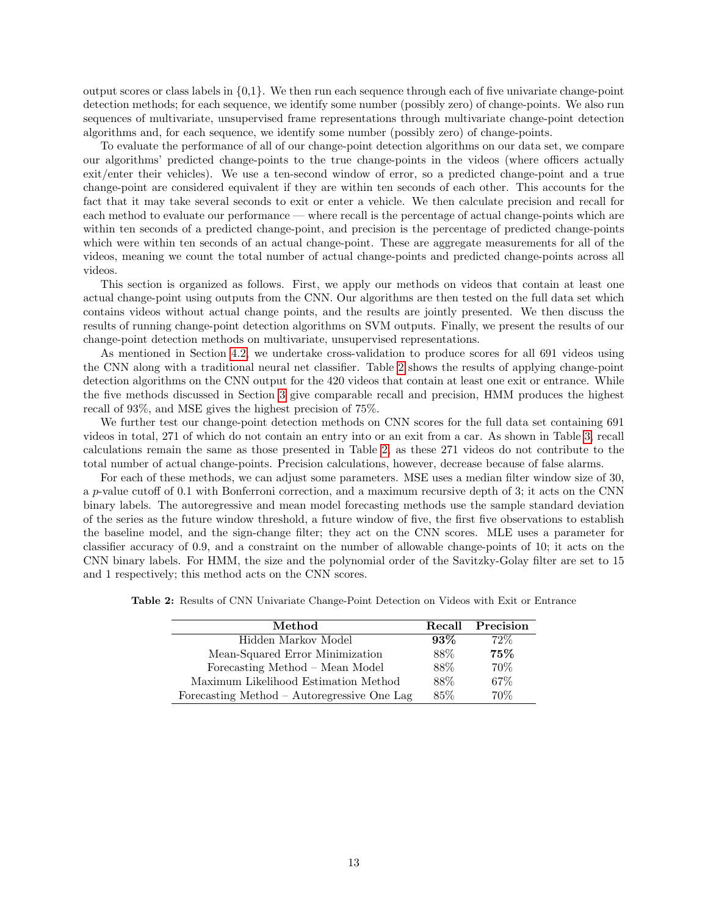output scores or class labels in {0,1}. We then run each sequence through each of five univariate change-point detection methods; for each sequence, we identify some number (possibly zero) of change-points. We also run sequences of multivariate, unsupervised frame representations through multivariate change-point detection algorithms and, for each sequence, we identify some number (possibly zero) of change-points.

To evaluate the performance of all of our change-point detection algorithms on our data set, we compare our algorithms' predicted change-points to the true change-points in the videos (where officers actually exit/enter their vehicles). We use a ten-second window of error, so a predicted change-point and a true change-point are considered equivalent if they are within ten seconds of each other. This accounts for the fact that it may take several seconds to exit or enter a vehicle. We then calculate precision and recall for each method to evaluate our performance — where recall is the percentage of actual change-points which are within ten seconds of a predicted change-point, and precision is the percentage of predicted change-points which were within ten seconds of an actual change-point. These are aggregate measurements for all of the videos, meaning we count the total number of actual change-points and predicted change-points across all videos.

This section is organized as follows. First, we apply our methods on videos that contain at least one actual change-point using outputs from the CNN. Our algorithms are then tested on the full data set which contains videos without actual change points, and the results are jointly presented. We then discuss the results of running change-point detection algorithms on SVM outputs. Finally, we present the results of our change-point detection methods on multivariate, unsupervised representations.

As mentioned in Section 4.2, we undertake cross-validation to produce scores for all 691 videos using the CNN along with a traditional neural net classifier. Table 2 shows the results of applying change-point detection algorithms on the CNN output for the 420 videos that contain at least one exit or entrance. While the five methods discussed in Section 3 give comparable recall and precision, HMM produces the highest recall of 93%, and MSE gives the highest precision of 75%.

We further test our change-point detection methods on CNN scores for the full data set containing 691 videos in total, 271 of which do not contain an entry into or an exit from a car. As shown in Table 3, recall calculations remain the same as those presented in Table 2, as these 271 videos do not contribute to the total number of actual change-points. Precision calculations, however, decrease because of false alarms.

For each of these methods, we can adjust some parameters. MSE uses a median filter window size of 30, a $p$-value cutoff of 0.1 with Bonferroni correction, and a maximum recursive depth of 3; it acts on the CNN binary labels. The autoregressive and mean model forecasting methods use the sample standard deviation of the series as the future window threshold, a future window of five, the first five observations to establish the baseline model, and the sign-change filter; they act on the CNN scores. MLE uses a parameter for classifier accuracy of 0.9, and a constraint on the number of allowable change-points of 10; it acts on the CNN binary labels. For HMM, the size and the polynomial order of the Savitzky-Golay filter are set to 15 and 1 respectively; this method acts on the CNN scores.

**Table 2:** Results of CNN Univariate Change-Point Detection on Videos with Exit or Entrance

| Method | Recall | Precision |
|---|---|---|
| Hidden Markov Model | **93%** | 72% |
| Mean-Squared Error Minimization | 88% | **75%** |
| Forecasting Method – Mean Model | 88% | 70% |
| Maximum Likelihood Estimation Method | 88% | 67% |
| Forecasting Method – Autoregressive One Lag | 85% | 70% |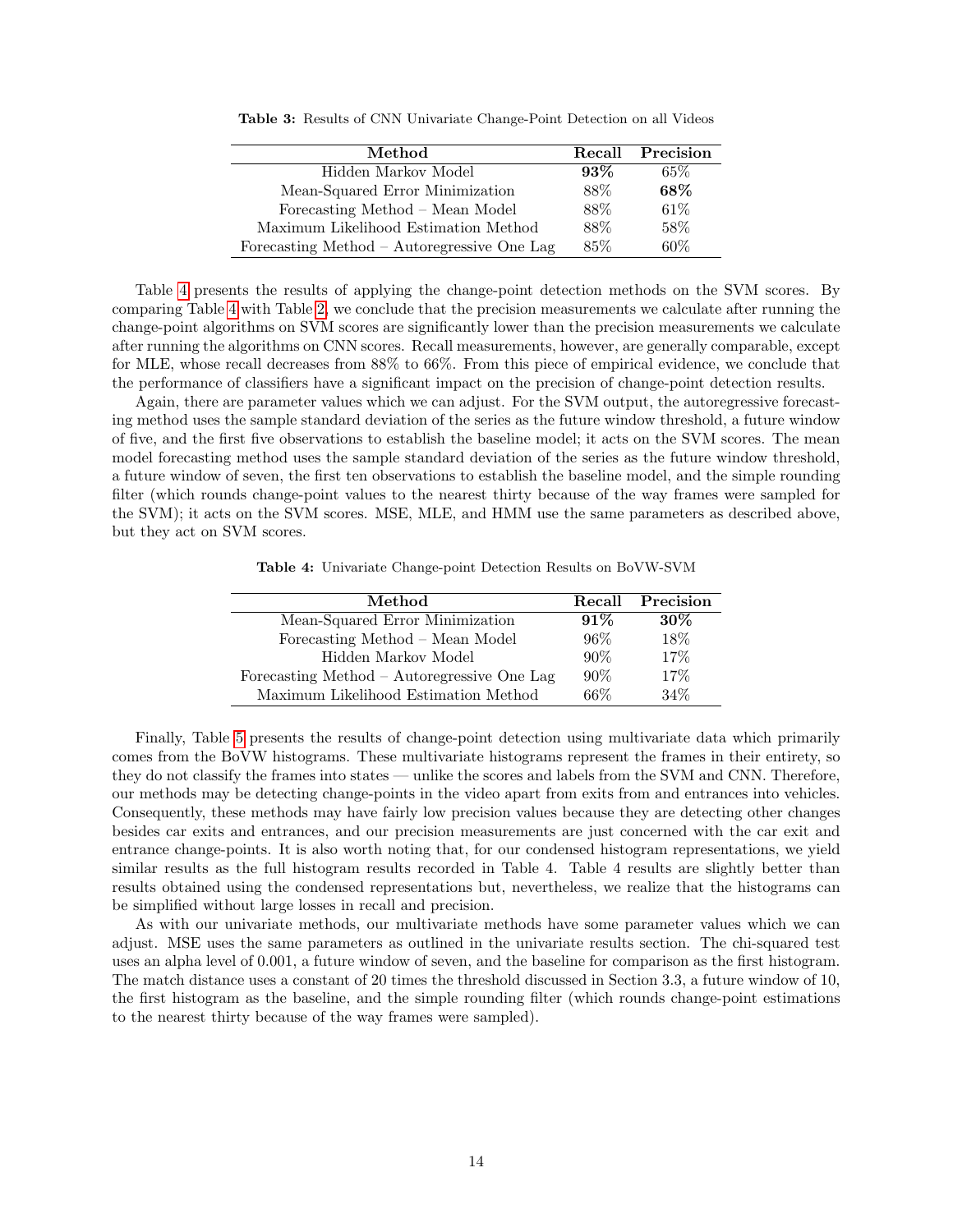**Table 3:** Results of CNN Univariate Change-Point Detection on all Videos

| Method | Recall | Precision |
|---|---|---|
| Hidden Markov Model | **93%** | 65% |
| Mean-Squared Error Minimization | 88% | **68%** |
| Forecasting Method – Mean Model | 88% | 61% |
| Maximum Likelihood Estimation Method | 88% | 58% |
| Forecasting Method – Autoregressive One Lag | 85% | 60% |

Table 4 presents the results of applying the change-point detection methods on the SVM scores. By comparing Table 4 with Table 2, we conclude that the precision measurements we calculate after running the change-point algorithms on SVM scores are significantly lower than the precision measurements we calculate after running the algorithms on CNN scores. Recall measurements, however, are generally comparable, except for MLE, whose recall decreases from 88% to 66%. From this piece of empirical evidence, we conclude that the performance of classifiers have a significant impact on the precision of change-point detection results.

Again, there are parameter values which we can adjust. For the SVM output, the autoregressive forecasting method uses the sample standard deviation of the series as the future window threshold, a future window of five, and the first five observations to establish the baseline model; it acts on the SVM scores. The mean model forecasting method uses the sample standard deviation of the series as the future window threshold, a future window of seven, the first ten observations to establish the baseline model, and the simple rounding filter (which rounds change-point values to the nearest thirty because of the way frames were sampled for the SVM); it acts on the SVM scores. MSE, MLE, and HMM use the same parameters as described above, but they act on SVM scores.

**Table 4:** Univariate Change-point Detection Results on BoVW-SVM

| Method | Recall | Precision |
|---|---|---|
| Mean-Squared Error Minimization | **91%** | **30%** |
| Forecasting Method – Mean Model | 96% | 18% |
| Hidden Markov Model | 90% | 17% |
| Forecasting Method – Autoregressive One Lag | 90% | 17% |
| Maximum Likelihood Estimation Method | 66% | 34% |

Finally, Table 5 presents the results of change-point detection using multivariate data which primarily comes from the BoVW histograms. These multivariate histograms represent the frames in their entirety, so they do not classify the frames into states — unlike the scores and labels from the SVM and CNN. Therefore, our methods may be detecting change-points in the video apart from exits from and entrances into vehicles. Consequently, these methods may have fairly low precision values because they are detecting other changes besides car exits and entrances, and our precision measurements are just concerned with the car exit and entrance change-points. It is also worth noting that, for our condensed histogram representations, we yield similar results as the full histogram results recorded in Table 4. Table 4 results are slightly better than results obtained using the condensed representations but, nevertheless, we realize that the histograms can be simplified without large losses in recall and precision.

As with our univariate methods, our multivariate methods have some parameter values which we can adjust. MSE uses the same parameters as outlined in the univariate results section. The chi-squared test uses an alpha level of 0.001, a future window of seven, and the baseline for comparison as the first histogram. The match distance uses a constant of 20 times the threshold discussed in Section 3.3, a future window of 10, the first histogram as the baseline, and the simple rounding filter (which rounds change-point estimations to the nearest thirty because of the way frames were sampled).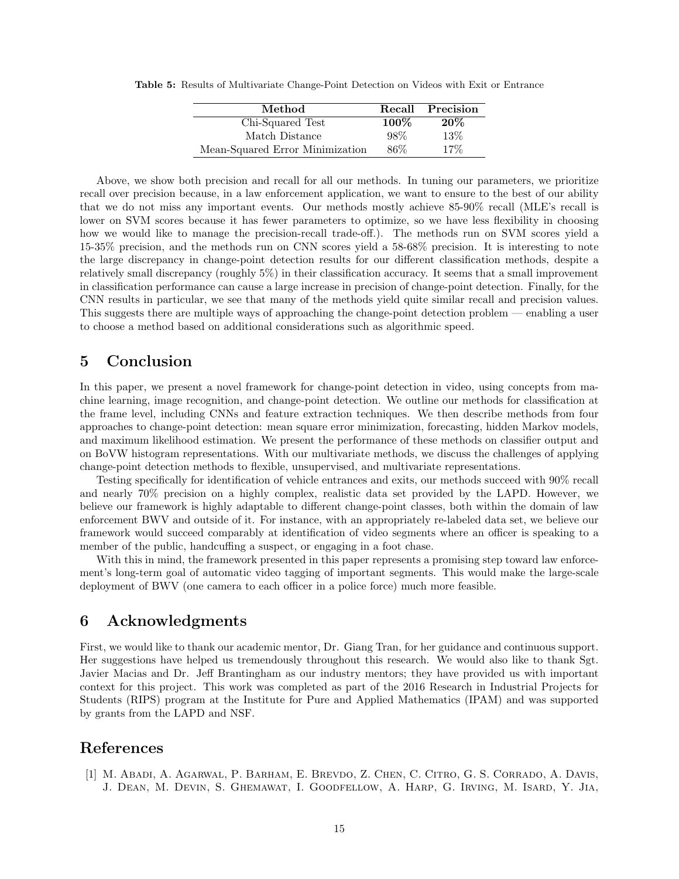**Table 5:** Results of Multivariate Change-Point Detection on Videos with Exit or Entrance

| Method | Recall | Precision |
|---|---|---|
| Chi-Squared Test | **100%** | **20%** |
| Match Distance | 98% | 13% |
| Mean-Squared Error Minimization | 86% | 17% |

Above, we show both precision and recall for all our methods. In tuning our parameters, we prioritize recall over precision because, in a law enforcement application, we want to ensure to the best of our ability that we do not miss any important events. Our methods mostly achieve 85-90% recall (MLE's recall is lower on SVM scores because it has fewer parameters to optimize, so we have less flexibility in choosing how we would like to manage the precision-recall trade-off.). The methods run on SVM scores yield a 15-35% precision, and the methods run on CNN scores yield a 58-68% precision. It is interesting to note the large discrepancy in change-point detection results for our different classification methods, despite a relatively small discrepancy (roughly 5%) in their classification accuracy. It seems that a small improvement in classification performance can cause a large increase in precision of change-point detection. Finally, for the CNN results in particular, we see that many of the methods yield quite similar recall and precision values. This suggests there are multiple ways of approaching the change-point detection problem — enabling a user to choose a method based on additional considerations such as algorithmic speed.

## 5 Conclusion

In this paper, we present a novel framework for change-point detection in video, using concepts from machine learning, image recognition, and change-point detection. We outline our methods for classification at the frame level, including CNNs and feature extraction techniques. We then describe methods from four approaches to change-point detection: mean square error minimization, forecasting, hidden Markov models, and maximum likelihood estimation. We present the performance of these methods on classifier output and on BoVW histogram representations. With our multivariate methods, we discuss the challenges of applying change-point detection methods to flexible, unsupervised, and multivariate representations.

Testing specifically for identification of vehicle entrances and exits, our methods succeed with 90% recall and nearly 70% precision on a highly complex, realistic data set provided by the LAPD. However, we believe our framework is highly adaptable to different change-point classes, both within the domain of law enforcement BWV and outside of it. For instance, with an appropriately re-labeled data set, we believe our framework would succeed comparably at identification of video segments where an officer is speaking to a member of the public, handcuffing a suspect, or engaging in a foot chase.

With this in mind, the framework presented in this paper represents a promising step toward law enforcement's long-term goal of automatic video tagging of important segments. This would make the large-scale deployment of BWV (one camera to each officer in a police force) much more feasible.

## 6 Acknowledgments

First, we would like to thank our academic mentor, Dr. Giang Tran, for her guidance and continuous support. Her suggestions have helped us tremendously throughout this research. We would also like to thank Sgt. Javier Macias and Dr. Jeff Brantingham as our industry mentors; they have provided us with important context for this project. This work was completed as part of the 2016 Research in Industrial Projects for Students (RIPS) program at the Institute for Pure and Applied Mathematics (IPAM) and was supported by grants from the LAPD and NSF.

## References

[1] M. Abadi, A. Agarwal, P. Barham, E. Brevdo, Z. Chen, C. Citro, G. S. Corrado, A. Davis, J. Dean, M. Devin, S. Ghemawat, I. Goodfellow, A. Harp, G. Irving, M. Isard, Y. Jia,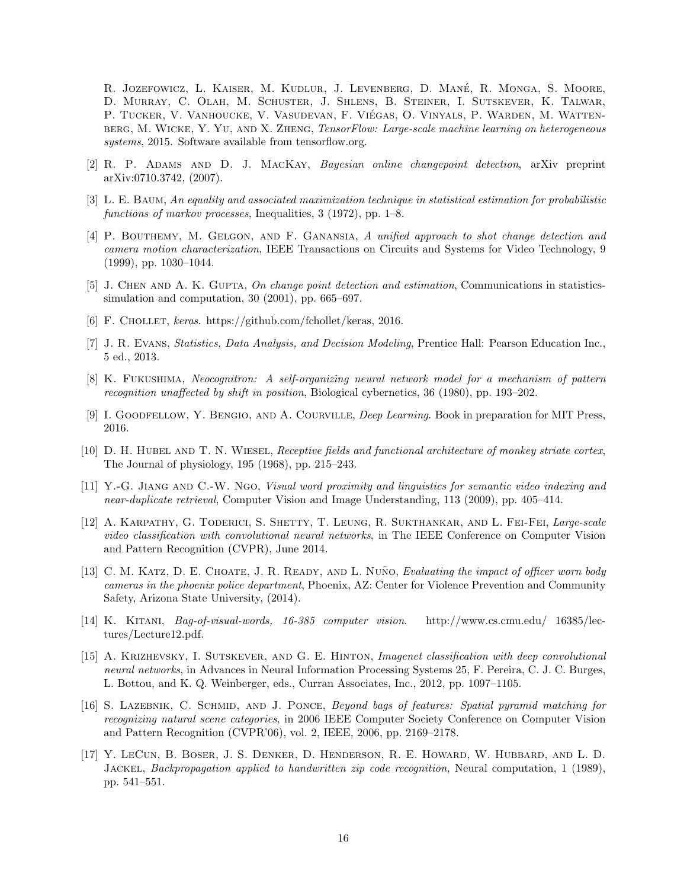R. Jozefowicz, L. Kaiser, M. Kudlur, J. Levenberg, D. Mané, R. Monga, S. Moore, D. Murray, C. Olah, M. Schuster, J. Shlens, B. Steiner, I. Sutskever, K. Talwar, P. Tucker, V. Vanhoucke, V. Vasudevan, F. Viégas, O. Vinyals, P. Warden, M. Wattenberg, M. Wicke, Y. Yu, and X. Zheng, *TensorFlow: Large-scale machine learning on heterogeneous systems*, 2015. Software available from tensorflow.org.

[2] R. P. Adams and D. J. MacKay, *Bayesian online changepoint detection*, arXiv preprint arXiv:0710.3742, (2007).

[3] L. E. Baum, *An equality and associated maximization technique in statistical estimation for probabilistic functions of markov processes*, Inequalities, 3 (1972), pp. 1–8.

[4] P. Bouthemy, M. Gelgon, and F. Ganansia, *A unified approach to shot change detection and camera motion characterization*, IEEE Transactions on Circuits and Systems for Video Technology, 9 (1999), pp. 1030–1044.

[5] J. Chen and A. K. Gupta, *On change point detection and estimation*, Communications in statistics-simulation and computation, 30 (2001), pp. 665–697.

[6] F. Chollet, *keras*. https://github.com/fchollet/keras, 2016.

[7] J. R. Evans, *Statistics, Data Analysis, and Decision Modeling*, Prentice Hall: Pearson Education Inc., 5 ed., 2013.

[8] K. Fukushima, *Neocognitron: A self-organizing neural network model for a mechanism of pattern recognition unaffected by shift in position*, Biological cybernetics, 36 (1980), pp. 193–202.

[9] I. Goodfellow, Y. Bengio, and A. Courville, *Deep Learning*. Book in preparation for MIT Press, 2016.

[10] D. H. Hubel and T. N. Wiesel, *Receptive fields and functional architecture of monkey striate cortex*, The Journal of physiology, 195 (1968), pp. 215–243.

[11] Y.-G. Jiang and C.-W. Ngo, *Visual word proximity and linguistics for semantic video indexing and near-duplicate retrieval*, Computer Vision and Image Understanding, 113 (2009), pp. 405–414.

[12] A. Karpathy, G. Toderici, S. Shetty, T. Leung, R. Sukthankar, and L. Fei-Fei, *Large-scale video classification with convolutional neural networks*, in The IEEE Conference on Computer Vision and Pattern Recognition (CVPR), June 2014.

[13] C. M. Katz, D. E. Choate, J. R. Ready, and L. Nuño, *Evaluating the impact of officer worn body cameras in the phoenix police department*, Phoenix, AZ: Center for Violence Prevention and Community Safety, Arizona State University, (2014).

[14] K. Kitani, *Bag-of-visual-words, 16-385 computer vision*. http://www.cs.cmu.edu/ 16385/lectures/Lecture12.pdf.

[15] A. Krizhevsky, I. Sutskever, and G. E. Hinton, *Imagenet classification with deep convolutional neural networks*, in Advances in Neural Information Processing Systems 25, F. Pereira, C. J. C. Burges, L. Bottou, and K. Q. Weinberger, eds., Curran Associates, Inc., 2012, pp. 1097–1105.

[16] S. Lazebnik, C. Schmid, and J. Ponce, *Beyond bags of features: Spatial pyramid matching for recognizing natural scene categories*, in 2006 IEEE Computer Society Conference on Computer Vision and Pattern Recognition (CVPR'06), vol. 2, IEEE, 2006, pp. 2169–2178.

[17] Y. LeCun, B. Boser, J. S. Denker, D. Henderson, R. E. Howard, W. Hubbard, and L. D. Jackel, *Backpropagation applied to handwritten zip code recognition*, Neural computation, 1 (1989), pp. 541–551.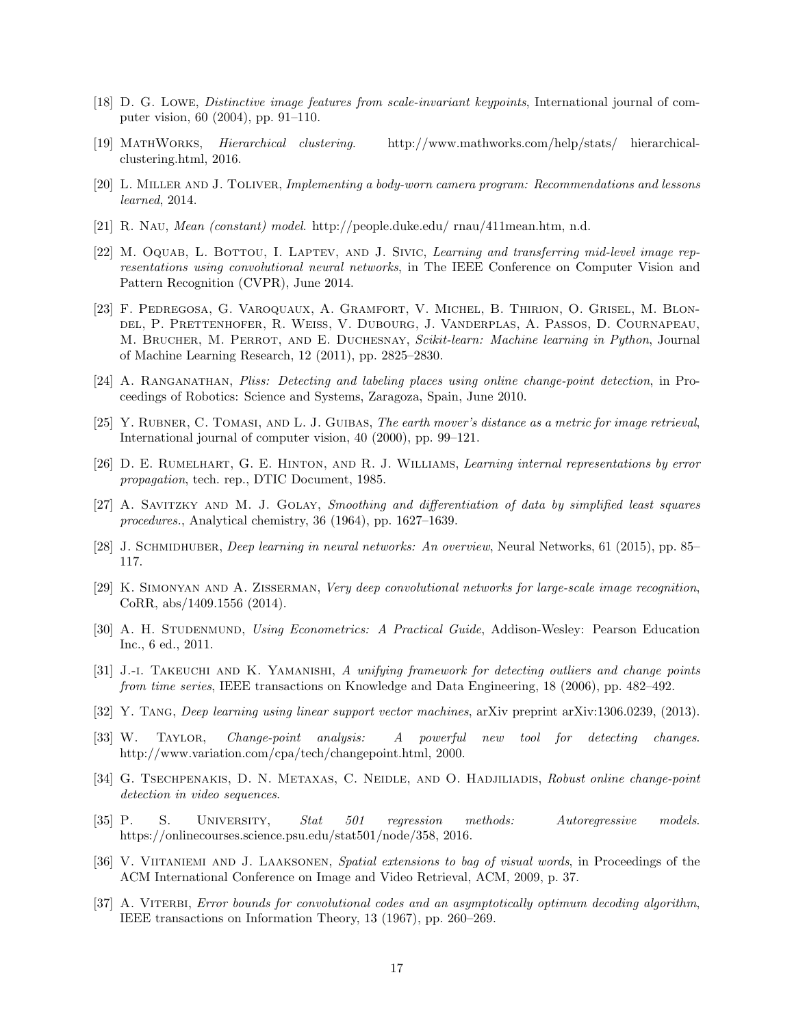[18] D. G. Lowe, *Distinctive image features from scale-invariant keypoints*, International journal of computer vision, 60 (2004), pp. 91–110.

[19] MathWorks, *Hierarchical clustering*. http://www.mathworks.com/help/stats/ hierarchical-clustering.html, 2016.

[20] L. Miller and J. Toliver, *Implementing a body-worn camera program: Recommendations and lessons learned*, 2014.

[21] R. Nau, *Mean (constant) model*. http://people.duke.edu/ rnau/411mean.htm, n.d.

[22] M. Oquab, L. Bottou, I. Laptev, and J. Sivic, *Learning and transferring mid-level image representations using convolutional neural networks*, in The IEEE Conference on Computer Vision and Pattern Recognition (CVPR), June 2014.

[23] F. Pedregosa, G. Varoquaux, A. Gramfort, V. Michel, B. Thirion, O. Grisel, M. Blondel, P. Prettenhofer, R. Weiss, V. Dubourg, J. Vanderplas, A. Passos, D. Cournapeau, M. Brucher, M. Perrot, and E. Duchesnay, *Scikit-learn: Machine learning in Python*, Journal of Machine Learning Research, 12 (2011), pp. 2825–2830.

[24] A. Ranganathan, *Pliss: Detecting and labeling places using online change-point detection*, in Proceedings of Robotics: Science and Systems, Zaragoza, Spain, June 2010.

[25] Y. Rubner, C. Tomasi, and L. J. Guibas, *The earth mover's distance as a metric for image retrieval*, International journal of computer vision, 40 (2000), pp. 99–121.

[26] D. E. Rumelhart, G. E. Hinton, and R. J. Williams, *Learning internal representations by error propagation*, tech. rep., DTIC Document, 1985.

[27] A. Savitzky and M. J. Golay, *Smoothing and differentiation of data by simplified least squares procedures.*, Analytical chemistry, 36 (1964), pp. 1627–1639.

[28] J. Schmidhuber, *Deep learning in neural networks: An overview*, Neural Networks, 61 (2015), pp. 85–117.

[29] K. Simonyan and A. Zisserman, *Very deep convolutional networks for large-scale image recognition*, CoRR, abs/1409.1556 (2014).

[30] A. H. Studenmund, *Using Econometrics: A Practical Guide*, Addison-Wesley: Pearson Education Inc., 6 ed., 2011.

[31] J.-i. Takeuchi and K. Yamanishi, *A unifying framework for detecting outliers and change points from time series*, IEEE transactions on Knowledge and Data Engineering, 18 (2006), pp. 482–492.

[32] Y. Tang, *Deep learning using linear support vector machines*, arXiv preprint arXiv:1306.0239, (2013).

[33] W. Taylor, *Change-point analysis: A powerful new tool for detecting changes*. http://www.variation.com/cpa/tech/changepoint.html, 2000.

[34] G. Tsechpenakis, D. N. Metaxas, C. Neidle, and O. Hadjiliadis, *Robust online change-point detection in video sequences*.

[35] P. S. University, *Stat 501 regression methods: Autoregressive models*. https://onlinecourses.science.psu.edu/stat501/node/358, 2016.

[36] V. Viitaniemi and J. Laaksonen, *Spatial extensions to bag of visual words*, in Proceedings of the ACM International Conference on Image and Video Retrieval, ACM, 2009, p. 37.

[37] A. Viterbi, *Error bounds for convolutional codes and an asymptotically optimum decoding algorithm*, IEEE transactions on Information Theory, 13 (1967), pp. 260–269.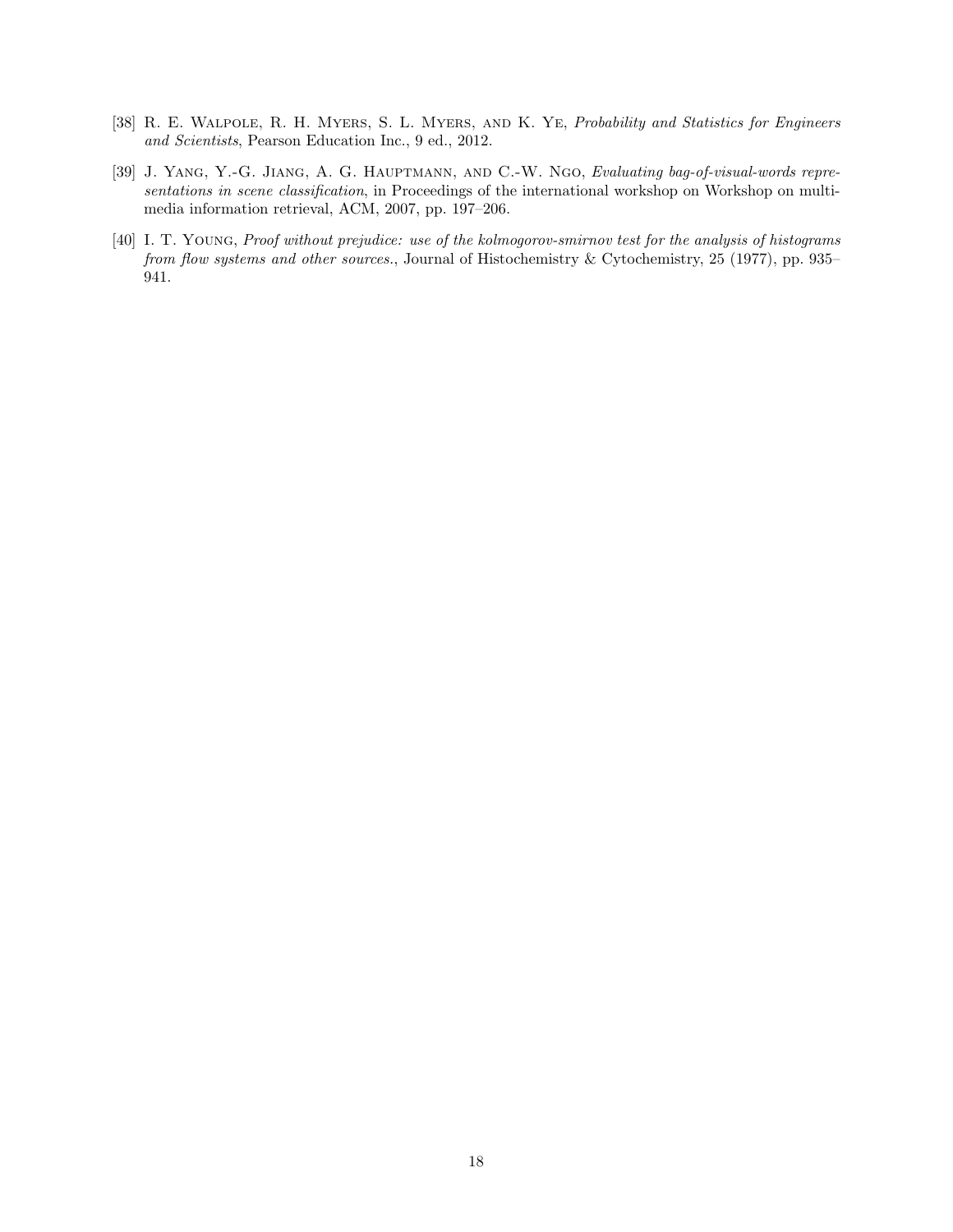[38] R. E. Walpole, R. H. Myers, S. L. Myers, and K. Ye, *Probability and Statistics for Engineers and Scientists*, Pearson Education Inc., 9 ed., 2012.

[39] J. Yang, Y.-G. Jiang, A. G. Hauptmann, and C.-W. Ngo, *Evaluating bag-of-visual-words representations in scene classification*, in Proceedings of the international workshop on Workshop on multimedia information retrieval, ACM, 2007, pp. 197–206.

[40] I. T. Young, *Proof without prejudice: use of the kolmogorov-smirnov test for the analysis of histograms from flow systems and other sources.*, Journal of Histochemistry & Cytochemistry, 25 (1977), pp. 935–941.